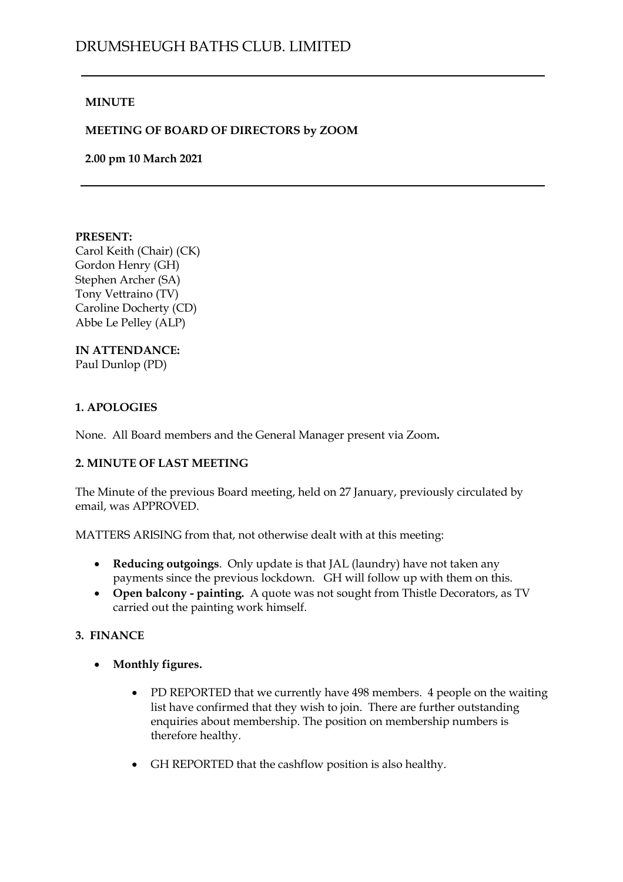# DRUMSHEUGH BATHS CLUB. LIMITED

**MINUTE**

**MEETING OF BOARD OF DIRECTORS by ZOOM**

**2.00 pm 10 March 2021**

**PRESENT:**
Carol Keith (Chair) (CK)
Gordon Henry (GH)
Stephen Archer (SA)
Tony Vettraino (TV)
Caroline Docherty (CD)
Abbe Le Pelley (ALP)

**IN ATTENDANCE:**
Paul Dunlop (PD)

## 1. APOLOGIES

None. All Board members and the General Manager present via Zoom**.**

## 2. MINUTE OF LAST MEETING

The Minute of the previous Board meeting, held on 27 January, previously circulated by email, was APPROVED.

MATTERS ARISING from that, not otherwise dealt with at this meeting:

- **Reducing outgoings**. Only update is that JAL (laundry) have not taken any payments since the previous lockdown. GH will follow up with them on this.
- **Open balcony - painting.** A quote was not sought from Thistle Decorators, as TV carried out the painting work himself.

## 3. FINANCE

- **Monthly figures.**
  - PD REPORTED that we currently have 498 members. 4 people on the waiting list have confirmed that they wish to join. There are further outstanding enquiries about membership. The position on membership numbers is therefore healthy.
  - GH REPORTED that the cashflow position is also healthy.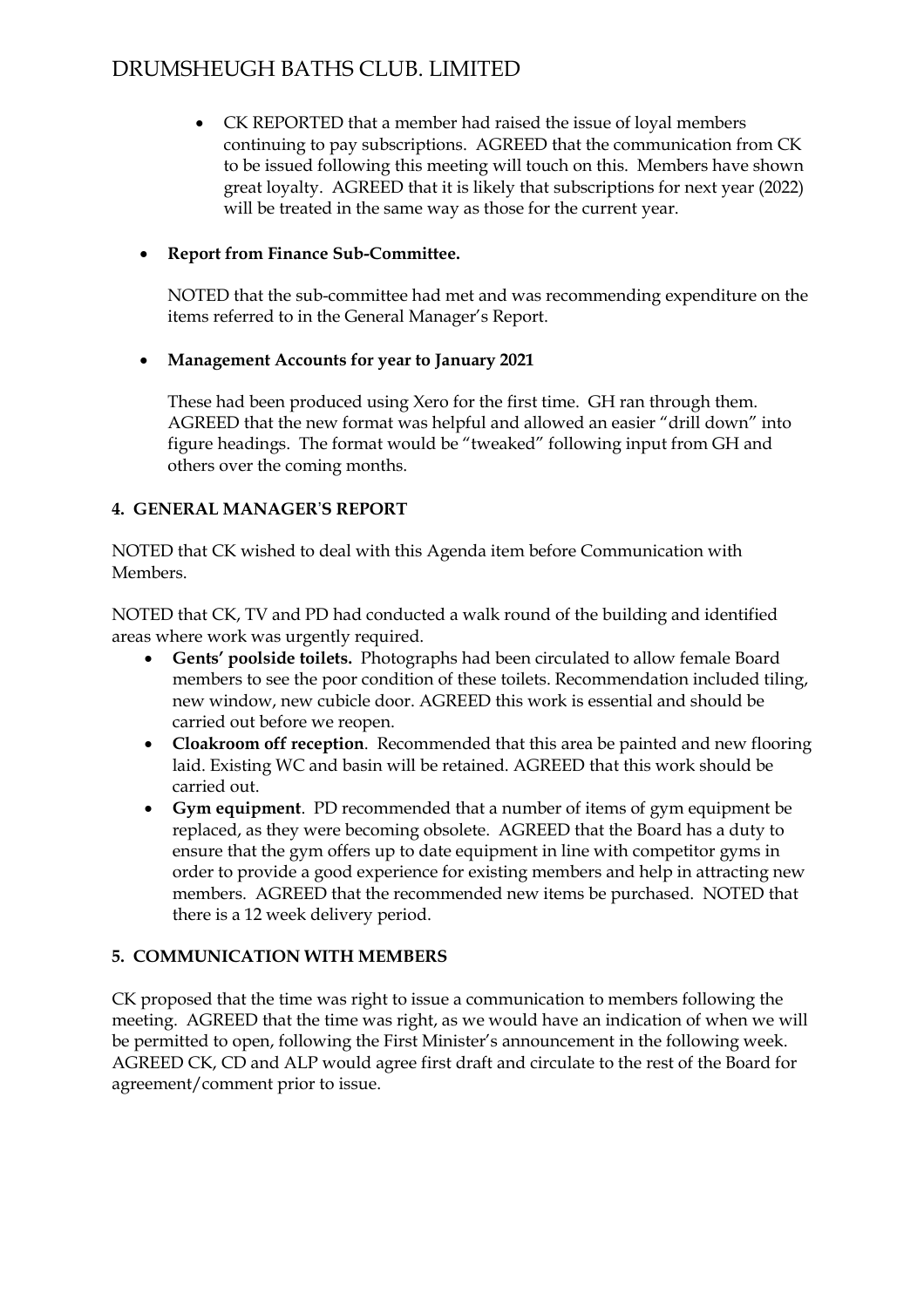- CK REPORTED that a member had raised the issue of loyal members continuing to pay subscriptions. AGREED that the communication from CK to be issued following this meeting will touch on this. Members have shown great loyalty. AGREED that it is likely that subscriptions for next year (2022) will be treated in the same way as those for the current year.

- **Report from Finance Sub-Committee.**

  NOTED that the sub-committee had met and was recommending expenditure on the items referred to in the General Manager's Report.

- **Management Accounts for year to January 2021**

  These had been produced using Xero for the first time. GH ran through them. AGREED that the new format was helpful and allowed an easier "drill down" into figure headings. The format would be "tweaked" following input from GH and others over the coming months.

**4. GENERAL MANAGER'S REPORT**

NOTED that CK wished to deal with this Agenda item before Communication with Members.

NOTED that CK, TV and PD had conducted a walk round of the building and identified areas where work was urgently required.

- **Gents' poolside toilets.** Photographs had been circulated to allow female Board members to see the poor condition of these toilets. Recommendation included tiling, new window, new cubicle door. AGREED this work is essential and should be carried out before we reopen.
- **Cloakroom off reception**. Recommended that this area be painted and new flooring laid. Existing WC and basin will be retained. AGREED that this work should be carried out.
- **Gym equipment**. PD recommended that a number of items of gym equipment be replaced, as they were becoming obsolete. AGREED that the Board has a duty to ensure that the gym offers up to date equipment in line with competitor gyms in order to provide a good experience for existing members and help in attracting new members. AGREED that the recommended new items be purchased. NOTED that there is a 12 week delivery period.

**5. COMMUNICATION WITH MEMBERS**

CK proposed that the time was right to issue a communication to members following the meeting. AGREED that the time was right, as we would have an indication of when we will be permitted to open, following the First Minister's announcement in the following week. AGREED CK, CD and ALP would agree first draft and circulate to the rest of the Board for agreement/comment prior to issue.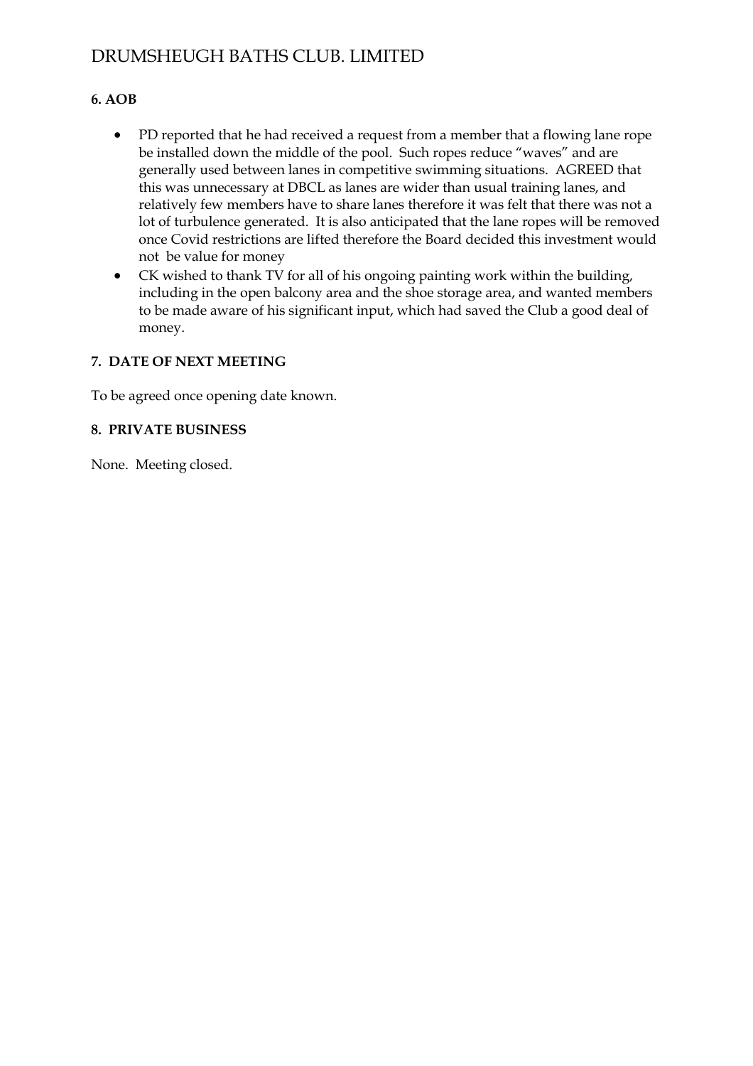## 6. AOB

- PD reported that he had received a request from a member that a flowing lane rope be installed down the middle of the pool. Such ropes reduce "waves" and are generally used between lanes in competitive swimming situations. AGREED that this was unnecessary at DBCL as lanes are wider than usual training lanes, and relatively few members have to share lanes therefore it was felt that there was not a lot of turbulence generated. It is also anticipated that the lane ropes will be removed once Covid restrictions are lifted therefore the Board decided this investment would not be value for money
- CK wished to thank TV for all of his ongoing painting work within the building, including in the open balcony area and the shoe storage area, and wanted members to be made aware of his significant input, which had saved the Club a good deal of money.

## 7. DATE OF NEXT MEETING

To be agreed once opening date known.

## 8. PRIVATE BUSINESS

None. Meeting closed.